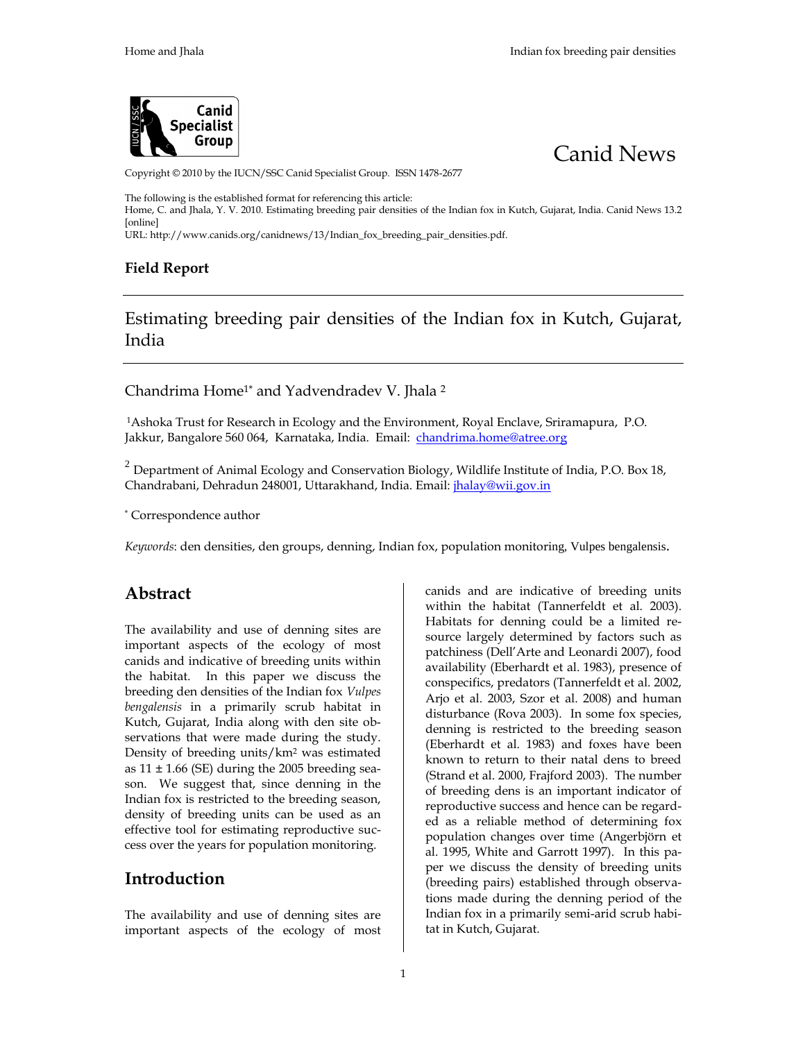Canid News

Copyright © 2010 by the IUCN/SSC Canid Specialist Group. ISSN 1478-2677

The following is the established format for referencing this article:
Home, C. and Jhala, Y. V. 2010. Estimating breeding pair densities of the Indian fox in Kutch, Gujarat, India. Canid News 13.2 [online]
URL: http://www.canids.org/canidnews/13/Indian_fox_breeding_pair_densities.pdf.

**Field Report**

# Estimating breeding pair densities of the Indian fox in Kutch, Gujarat, India

Chandrima Home[1*] and Yadvendradev V. Jhala [2]

[1]Ashoka Trust for Research in Ecology and the Environment, Royal Enclave, Sriramapura, P.O. Jakkur, Bangalore 560 064, Karnataka, India. Email: chandrima.home@atree.org

[2] Department of Animal Ecology and Conservation Biology, Wildlife Institute of India, P.O. Box 18, Chandrabani, Dehradun 248001, Uttarakhand, India. Email: jhalay@wii.gov.in

[*] Correspondence author

*Keywords*: den densities, den groups, denning, Indian fox, population monitoring, Vulpes bengalensis.

## Abstract

The availability and use of denning sites are important aspects of the ecology of most canids and indicative of breeding units within the habitat. In this paper we discuss the breeding den densities of the Indian fox *Vulpes bengalensis* in a primarily scrub habitat in Kutch, Gujarat, India along with den site observations that were made during the study. Density of breeding units/km$^2$ was estimated as 11 ± 1.66 (SE) during the 2005 breeding season. We suggest that, since denning in the Indian fox is restricted to the breeding season, density of breeding units can be used as an effective tool for estimating reproductive success over the years for population monitoring.

## Introduction

The availability and use of denning sites are important aspects of the ecology of most canids and are indicative of breeding units within the habitat (Tannerfeldt et al. 2003). Habitats for denning could be a limited resource largely determined by factors such as patchiness (Dell'Arte and Leonardi 2007), food availability (Eberhardt et al. 1983), presence of conspecifics, predators (Tannerfeldt et al. 2002, Arjo et al. 2003, Szor et al. 2008) and human disturbance (Rova 2003). In some fox species, denning is restricted to the breeding season (Eberhardt et al. 1983) and foxes have been known to return to their natal dens to breed (Strand et al. 2000, Frajford 2003). The number of breeding dens is an important indicator of reproductive success and hence can be regarded as a reliable method of determining fox population changes over time (Angerbjörn et al. 1995, White and Garrott 1997). In this paper we discuss the density of breeding units (breeding pairs) established through observations made during the denning period of the Indian fox in a primarily semi-arid scrub habitat in Kutch, Gujarat.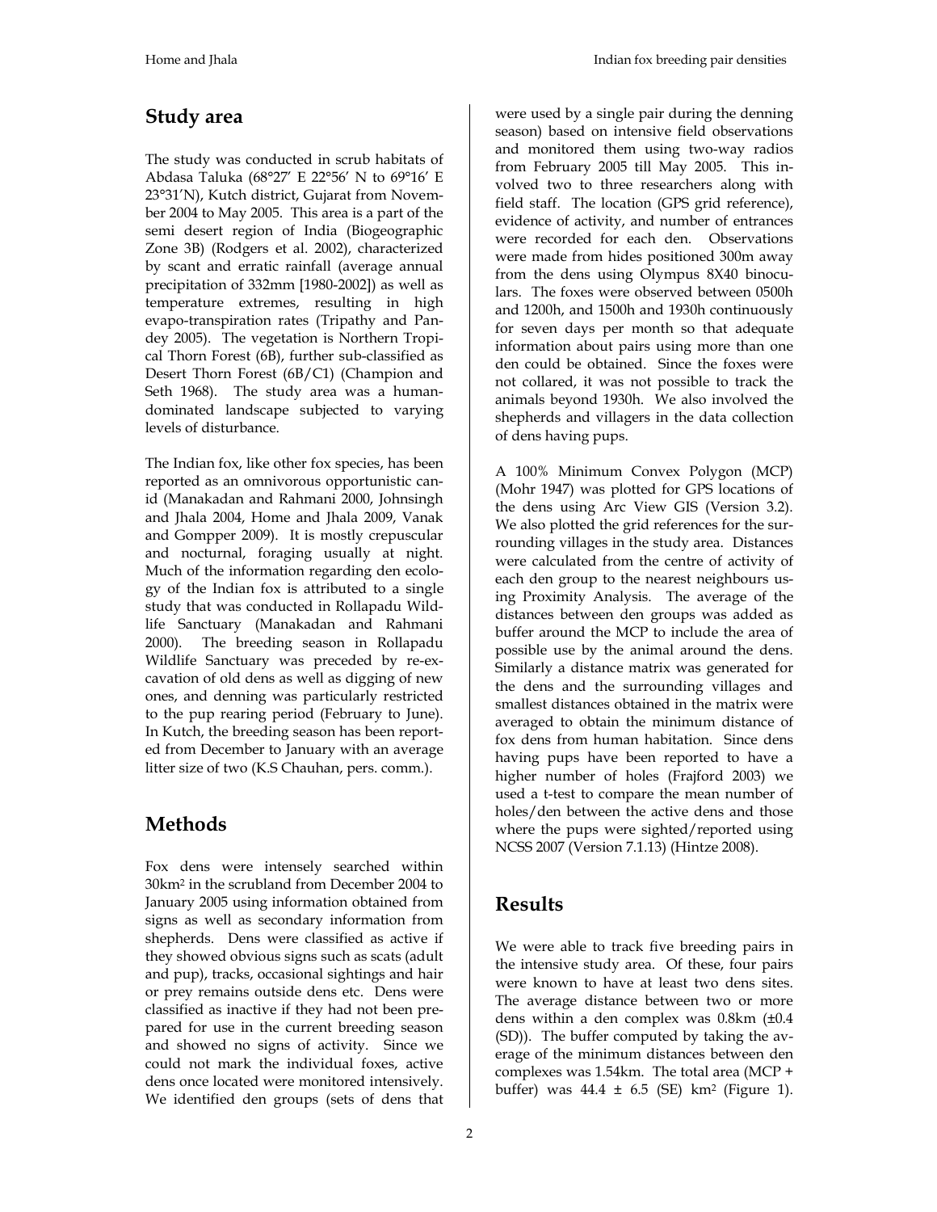## Study area

The study was conducted in scrub habitats of Abdasa Taluka (68°27′ E 22°56′ N to 69°16′ E 23°31′N), Kutch district, Gujarat from November 2004 to May 2005. This area is a part of the semi desert region of India (Biogeographic Zone 3B) (Rodgers et al. 2002), characterized by scant and erratic rainfall (average annual precipitation of 332mm [1980-2002]) as well as temperature extremes, resulting in high evapo-transpiration rates (Tripathy and Pandey 2005). The vegetation is Northern Tropical Thorn Forest (6B), further sub-classified as Desert Thorn Forest (6B/C1) (Champion and Seth 1968). The study area was a human-dominated landscape subjected to varying levels of disturbance.

The Indian fox, like other fox species, has been reported as an omnivorous opportunistic canid (Manakadan and Rahmani 2000, Johnsingh and Jhala 2004, Home and Jhala 2009, Vanak and Gompper 2009). It is mostly crepuscular and nocturnal, foraging usually at night. Much of the information regarding den ecology of the Indian fox is attributed to a single study that was conducted in Rollapadu Wildlife Sanctuary (Manakadan and Rahmani 2000). The breeding season in Rollapadu Wildlife Sanctuary was preceded by re-excavation of old dens as well as digging of new ones, and denning was particularly restricted to the pup rearing period (February to June). In Kutch, the breeding season has been reported from December to January with an average litter size of two (K.S Chauhan, pers. comm.).

## Methods

Fox dens were intensely searched within 30km$^2$ in the scrubland from December 2004 to January 2005 using information obtained from signs as well as secondary information from shepherds. Dens were classified as active if they showed obvious signs such as scats (adult and pup), tracks, occasional sightings and hair or prey remains outside dens etc. Dens were classified as inactive if they had not been prepared for use in the current breeding season and showed no signs of activity. Since we could not mark the individual foxes, active dens once located were monitored intensively. We identified den groups (sets of dens that were used by a single pair during the denning season) based on intensive field observations and monitored them using two-way radios from February 2005 till May 2005. This involved two to three researchers along with field staff. The location (GPS grid reference), evidence of activity, and number of entrances were recorded for each den. Observations were made from hides positioned 300m away from the dens using Olympus 8X40 binoculars. The foxes were observed between 0500h and 1200h, and 1500h and 1930h continuously for seven days per month so that adequate information about pairs using more than one den could be obtained. Since the foxes were not collared, it was not possible to track the animals beyond 1930h. We also involved the shepherds and villagers in the data collection of dens having pups.

A 100% Minimum Convex Polygon (MCP) (Mohr 1947) was plotted for GPS locations of the dens using Arc View GIS (Version 3.2). We also plotted the grid references for the surrounding villages in the study area. Distances were calculated from the centre of activity of each den group to the nearest neighbours using Proximity Analysis. The average of the distances between den groups was added as buffer around the MCP to include the area of possible use by the animal around the dens. Similarly a distance matrix was generated for the dens and the surrounding villages and smallest distances obtained in the matrix were averaged to obtain the minimum distance of fox dens from human habitation. Since dens having pups have been reported to have a higher number of holes (Frajford 2003) we used a t-test to compare the mean number of holes/den between the active dens and those where the pups were sighted/reported using NCSS 2007 (Version 7.1.13) (Hintze 2008).

## Results

We were able to track five breeding pairs in the intensive study area. Of these, four pairs were known to have at least two dens sites. The average distance between two or more dens within a den complex was 0.8km (±0.4 (SD)). The buffer computed by taking the average of the minimum distances between den complexes was 1.54km. The total area (MCP + buffer) was 44.4 ± 6.5 (SE) km$^2$ (Figure 1).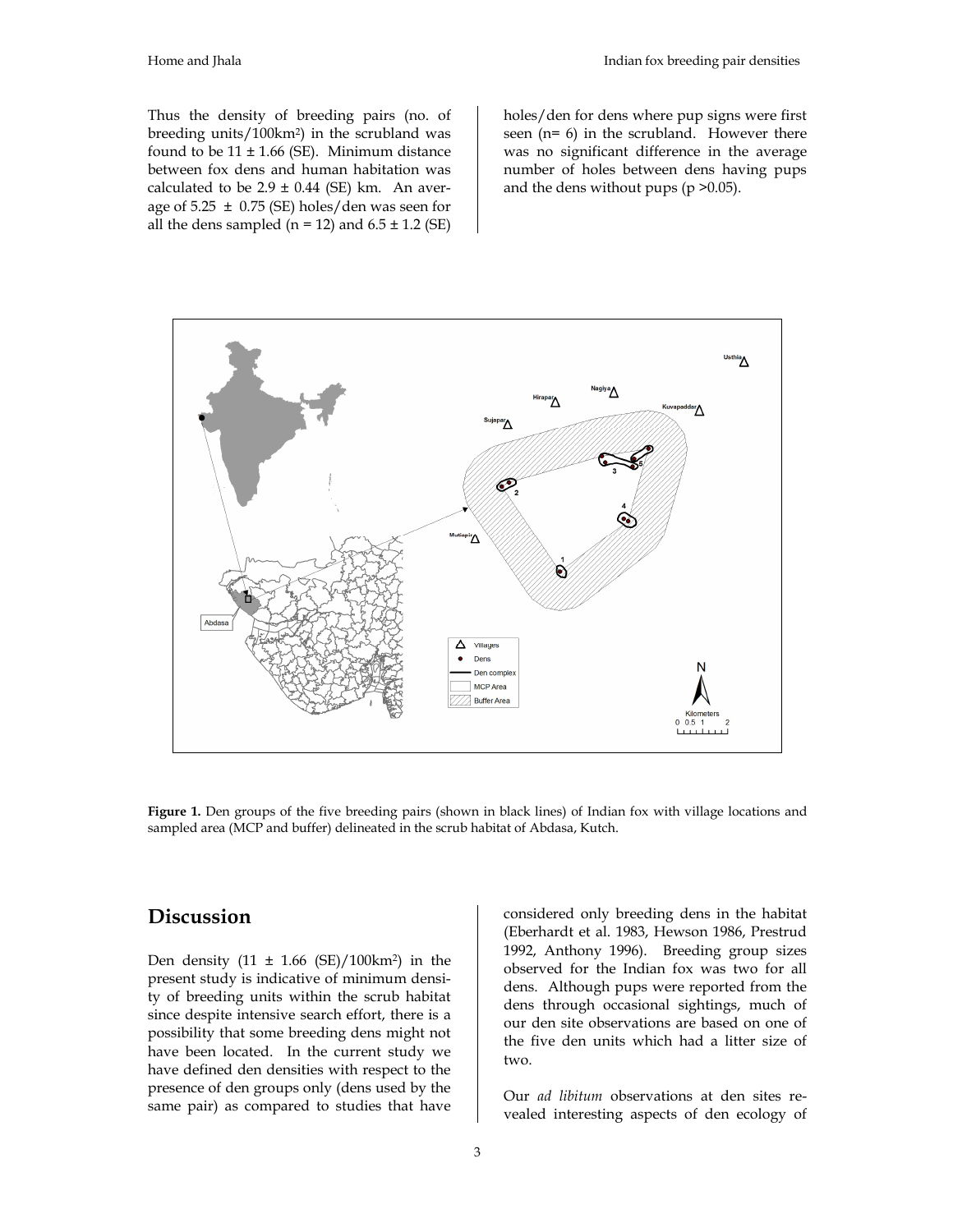Thus the density of breeding pairs (no. of breeding units/100km$^2$) in the scrubland was found to be 11 ± 1.66 (SE). Minimum distance between fox dens and human habitation was calculated to be 2.9 ± 0.44 (SE) km. An average of 5.25 ± 0.75 (SE) holes/den was seen for all the dens sampled (n = 12) and 6.5 ± 1.2 (SE) holes/den for dens where pup signs were first seen (n= 6) in the scrubland. However there was no significant difference in the average number of holes between dens having pups and the dens without pups ($p > 0.05$).

**Figure 1.** Den groups of the five breeding pairs (shown in black lines) of Indian fox with village locations and sampled area (MCP and buffer) delineated in the scrub habitat of Abdasa, Kutch.

## Discussion

Den density (11 ± 1.66 (SE)/100km$^2$) in the present study is indicative of minimum density of breeding units within the scrub habitat since despite intensive search effort, there is a possibility that some breeding dens might not have been located. In the current study we have defined den densities with respect to the presence of den groups only (dens used by the same pair) as compared to studies that have considered only breeding dens in the habitat (Eberhardt et al. 1983, Hewson 1986, Prestrud 1992, Anthony 1996). Breeding group sizes observed for the Indian fox was two for all dens. Although pups were reported from the dens through occasional sightings, much of our den site observations are based on one of the five den units which had a litter size of two.

Our *ad libitum* observations at den sites revealed interesting aspects of den ecology of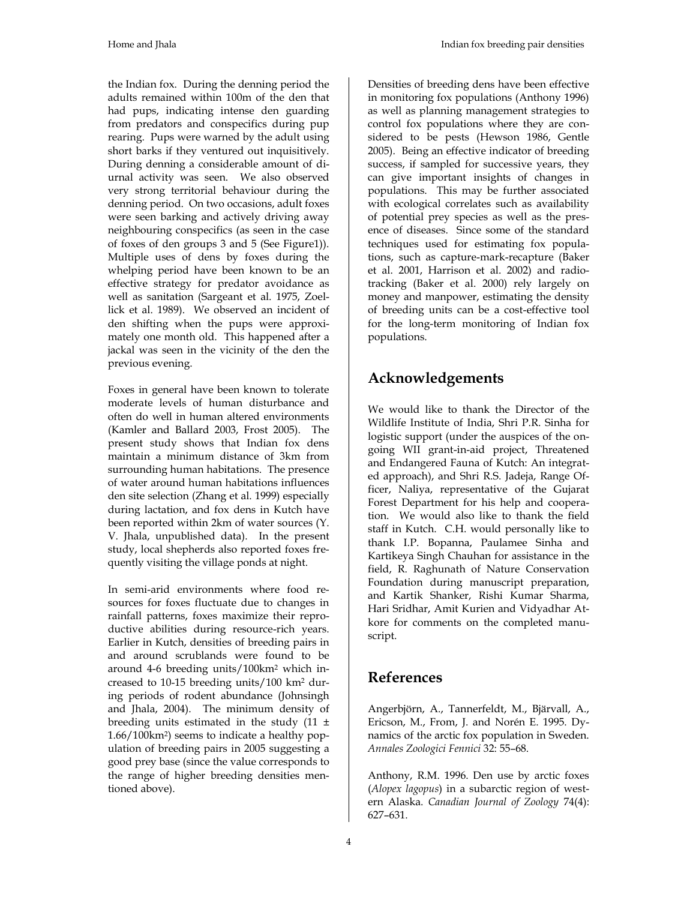the Indian fox. During the denning period the adults remained within 100m of the den that had pups, indicating intense den guarding from predators and conspecifics during pup rearing. Pups were warned by the adult using short barks if they ventured out inquisitively. During denning a considerable amount of diurnal activity was seen. We also observed very strong territorial behaviour during the denning period. On two occasions, adult foxes were seen barking and actively driving away neighbouring conspecifics (as seen in the case of foxes of den groups 3 and 5 (See Figure1)). Multiple uses of dens by foxes during the whelping period have been known to be an effective strategy for predator avoidance as well as sanitation (Sargeant et al. 1975, Zoellick et al. 1989). We observed an incident of den shifting when the pups were approximately one month old. This happened after a jackal was seen in the vicinity of the den the previous evening.

Foxes in general have been known to tolerate moderate levels of human disturbance and often do well in human altered environments (Kamler and Ballard 2003, Frost 2005). The present study shows that Indian fox dens maintain a minimum distance of 3km from surrounding human habitations. The presence of water around human habitations influences den site selection (Zhang et al. 1999) especially during lactation, and fox dens in Kutch have been reported within 2km of water sources (Y. V. Jhala, unpublished data). In the present study, local shepherds also reported foxes frequently visiting the village ponds at night.

In semi-arid environments where food resources for foxes fluctuate due to changes in rainfall patterns, foxes maximize their reproductive abilities during resource-rich years. Earlier in Kutch, densities of breeding pairs in and around scrublands were found to be around 4-6 breeding units/100km$^2$ which increased to 10-15 breeding units/100 km$^2$ during periods of rodent abundance (Johnsingh and Jhala, 2004). The minimum density of breeding units estimated in the study ($11 \pm 1.66$/100km$^2$) seems to indicate a healthy population of breeding pairs in 2005 suggesting a good prey base (since the value corresponds to the range of higher breeding densities mentioned above).

Densities of breeding dens have been effective in monitoring fox populations (Anthony 1996) as well as planning management strategies to control fox populations where they are considered to be pests (Hewson 1986, Gentle 2005). Being an effective indicator of breeding success, if sampled for successive years, they can give important insights of changes in populations. This may be further associated with ecological correlates such as availability of potential prey species as well as the presence of diseases. Since some of the standard techniques used for estimating fox populations, such as capture-mark-recapture (Baker et al. 2001, Harrison et al. 2002) and radio-tracking (Baker et al. 2000) rely largely on money and manpower, estimating the density of breeding units can be a cost-effective tool for the long-term monitoring of Indian fox populations.

## Acknowledgements

We would like to thank the Director of the Wildlife Institute of India, Shri P.R. Sinha for logistic support (under the auspices of the ongoing WII grant-in-aid project, Threatened and Endangered Fauna of Kutch: An integrated approach), and Shri R.S. Jadeja, Range Officer, Naliya, representative of the Gujarat Forest Department for his help and cooperation. We would also like to thank the field staff in Kutch. C.H. would personally like to thank I.P. Bopanna, Paulamee Sinha and Kartikeya Singh Chauhan for assistance in the field, R. Raghunath of Nature Conservation Foundation during manuscript preparation, and Kartik Shanker, Rishi Kumar Sharma, Hari Sridhar, Amit Kurien and Vidyadhar Atkore for comments on the completed manuscript.

## References

Angerbjörn, A., Tannerfeldt, M., Bjärvall, A., Ericson, M., From, J. and Norén E. 1995. Dynamics of the arctic fox population in Sweden. *Annales Zoologici Fennici* 32: 55–68.

Anthony, R.M. 1996. Den use by arctic foxes (*Alopex lagopus*) in a subarctic region of western Alaska. *Canadian Journal of Zoology* 74(4): 627–631.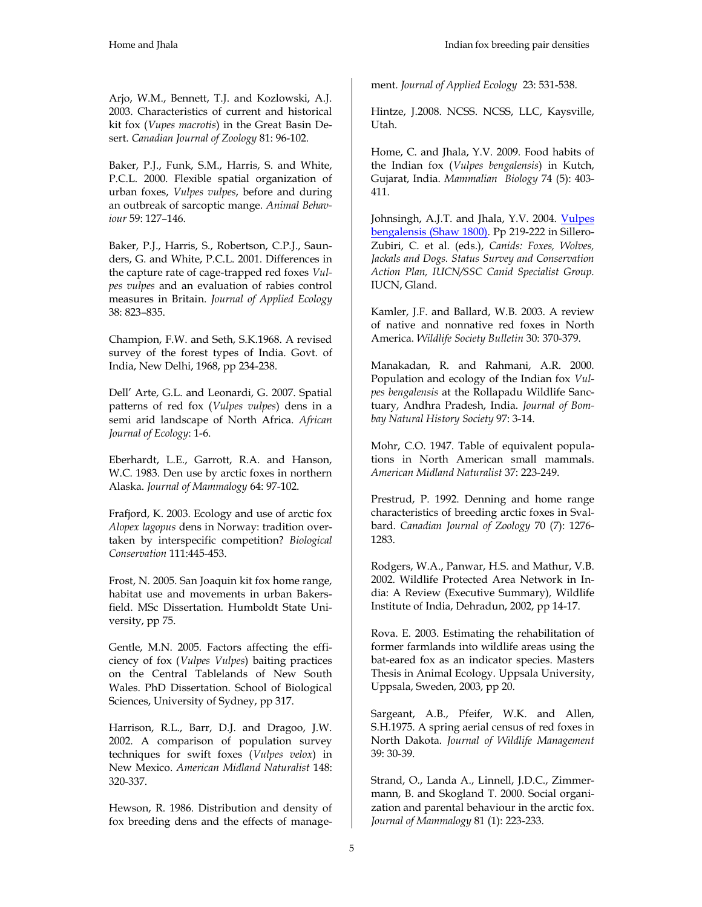Arjo, W.M., Bennett, T.J. and Kozlowski, A.J. 2003. Characteristics of current and historical kit fox (*Vupes macrotis*) in the Great Basin Desert. *Canadian Journal of Zoology* 81: 96-102.

Baker, P.J., Funk, S.M., Harris, S. and White, P.C.L. 2000. Flexible spatial organization of urban foxes, *Vulpes vulpes*, before and during an outbreak of sarcoptic mange. *Animal Behaviour* 59: 127–146.

Baker, P.J., Harris, S., Robertson, C.P.J., Saunders, G. and White, P.C.L. 2001. Differences in the capture rate of cage-trapped red foxes *Vulpes vulpes* and an evaluation of rabies control measures in Britain. *Journal of Applied Ecology* 38: 823–835.

Champion, F.W. and Seth, S.K.1968. A revised survey of the forest types of India. Govt. of India, New Delhi, 1968, pp 234-238.

Dell' Arte, G.L. and Leonardi, G. 2007. Spatial patterns of red fox (*Vulpes vulpes*) dens in a semi arid landscape of North Africa. *African Journal of Ecology*: 1-6.

Eberhardt, L.E., Garrott, R.A. and Hanson, W.C. 1983. Den use by arctic foxes in northern Alaska. *Journal of Mammalogy* 64: 97-102.

Frafjord, K. 2003. Ecology and use of arctic fox *Alopex lagopus* dens in Norway: tradition overtaken by interspecific competition? *Biological Conservation* 111:445-453.

Frost, N. 2005. San Joaquin kit fox home range, habitat use and movements in urban Bakersfield. MSc Dissertation. Humboldt State University, pp 75.

Gentle, M.N. 2005. Factors affecting the efficiency of fox (*Vulpes Vulpes*) baiting practices on the Central Tablelands of New South Wales. PhD Dissertation. School of Biological Sciences, University of Sydney, pp 317.

Harrison, R.L., Barr, D.J. and Dragoo, J.W. 2002. A comparison of population survey techniques for swift foxes (*Vulpes velox*) in New Mexico. *American Midland Naturalist* 148: 320-337.

Hewson, R. 1986. Distribution and density of fox breeding dens and the effects of management. *Journal of Applied Ecology* 23: 531-538.

Hintze, J.2008. NCSS. NCSS, LLC, Kaysville, Utah.

Home, C. and Jhala, Y.V. 2009. Food habits of the Indian fox (*Vulpes bengalensis*) in Kutch, Gujarat, India. *Mammalian Biology* 74 (5): 403-411.

Johnsingh, A.J.T. and Jhala, Y.V. 2004. Vulpes bengalensis (Shaw 1800). Pp 219-222 in Sillero-Zubiri, C. et al. (eds.), *Canids: Foxes, Wolves, Jackals and Dogs. Status Survey and Conservation Action Plan, IUCN/SSC Canid Specialist Group.* IUCN, Gland.

Kamler, J.F. and Ballard, W.B. 2003. A review of native and nonnative red foxes in North America. *Wildlife Society Bulletin* 30: 370-379.

Manakadan, R. and Rahmani, A.R. 2000. Population and ecology of the Indian fox *Vulpes bengalensis* at the Rollapadu Wildlife Sanctuary, Andhra Pradesh, India. *Journal of Bombay Natural History Society* 97: 3-14.

Mohr, C.O. 1947. Table of equivalent populations in North American small mammals. *American Midland Naturalist* 37: 223-249.

Prestrud, P. 1992. Denning and home range characteristics of breeding arctic foxes in Svalbard. *Canadian Journal of Zoology* 70 (7): 1276-1283.

Rodgers, W.A., Panwar, H.S. and Mathur, V.B. 2002. Wildlife Protected Area Network in India: A Review (Executive Summary), Wildlife Institute of India, Dehradun, 2002, pp 14-17.

Rova. E. 2003. Estimating the rehabilitation of former farmlands into wildlife areas using the bat-eared fox as an indicator species. Masters Thesis in Animal Ecology. Uppsala University, Uppsala, Sweden, 2003, pp 20.

Sargeant, A.B., Pfeifer, W.K. and Allen, S.H.1975. A spring aerial census of red foxes in North Dakota. *Journal of Wildlife Management* 39: 30-39.

Strand, O., Landa A., Linnell, J.D.C., Zimmermann, B. and Skogland T. 2000. Social organization and parental behaviour in the arctic fox. *Journal of Mammalogy* 81 (1): 223-233.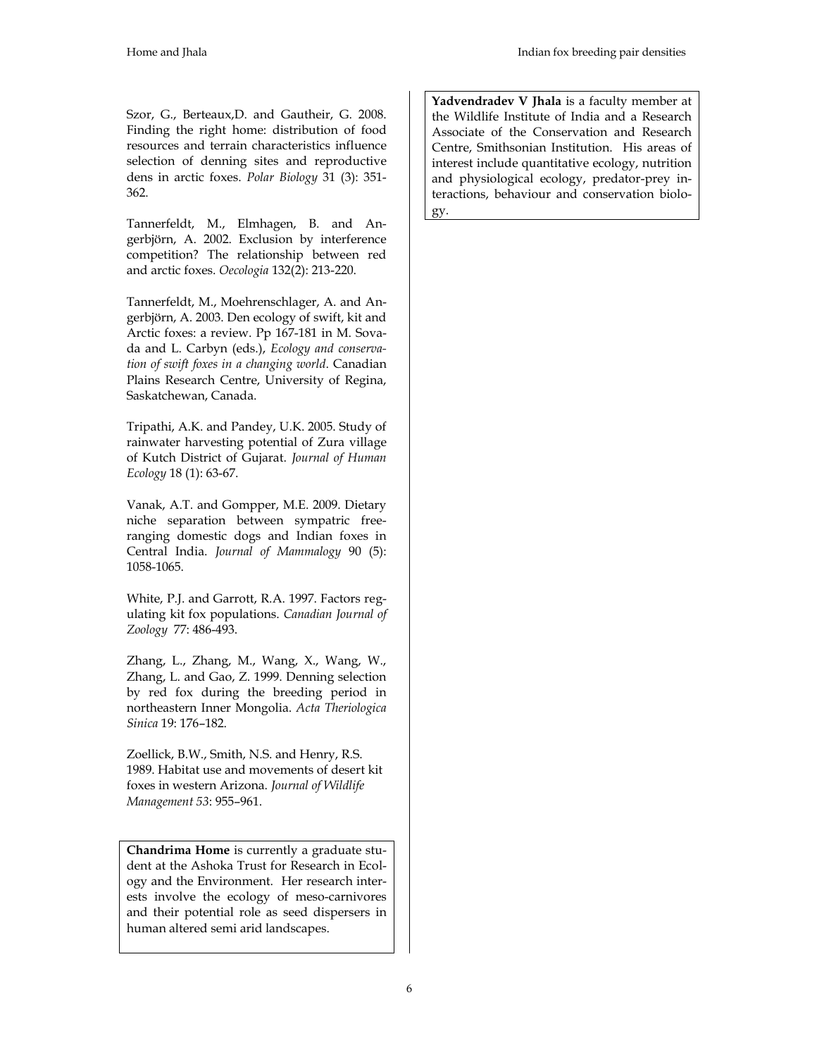Szor, G., Berteaux,D. and Gautheir, G. 2008. Finding the right home: distribution of food resources and terrain characteristics influence selection of denning sites and reproductive dens in arctic foxes. *Polar Biology* 31 (3): 351-362.

Tannerfeldt, M., Elmhagen, B. and Angerbjörn, A. 2002. Exclusion by interference competition? The relationship between red and arctic foxes. *Oecologia* 132(2): 213-220.

Tannerfeldt, M., Moehrenschlager, A. and Angerbjörn, A. 2003. Den ecology of swift, kit and Arctic foxes: a review. Pp 167-181 in M. Sovada and L. Carbyn (eds.), *Ecology and conservation of swift foxes in a changing world*. Canadian Plains Research Centre, University of Regina, Saskatchewan, Canada.

Tripathi, A.K. and Pandey, U.K. 2005. Study of rainwater harvesting potential of Zura village of Kutch District of Gujarat. *Journal of Human Ecology* 18 (1): 63-67.

Vanak, A.T. and Gompper, M.E. 2009. Dietary niche separation between sympatric free-ranging domestic dogs and Indian foxes in Central India. *Journal of Mammalogy* 90 (5): 1058-1065.

White, P.J. and Garrott, R.A. 1997. Factors regulating kit fox populations. *Canadian Journal of Zoology* 77: 486-493.

Zhang, L., Zhang, M., Wang, X., Wang, W., Zhang, L. and Gao, Z. 1999. Denning selection by red fox during the breeding period in northeastern Inner Mongolia. *Acta Theriologica Sinica* 19: 176–182.

Zoellick, B.W., Smith, N.S. and Henry, R.S. 1989. Habitat use and movements of desert kit foxes in western Arizona. *Journal of Wildlife Management 53*: 955–961.

**Chandrima Home** is currently a graduate student at the Ashoka Trust for Research in Ecology and the Environment. Her research interests involve the ecology of meso-carnivores and their potential role as seed dispersers in human altered semi arid landscapes.

**Yadvendradev V Jhala** is a faculty member at the Wildlife Institute of India and a Research Associate of the Conservation and Research Centre, Smithsonian Institution. His areas of interest include quantitative ecology, nutrition and physiological ecology, predator-prey interactions, behaviour and conservation biology.